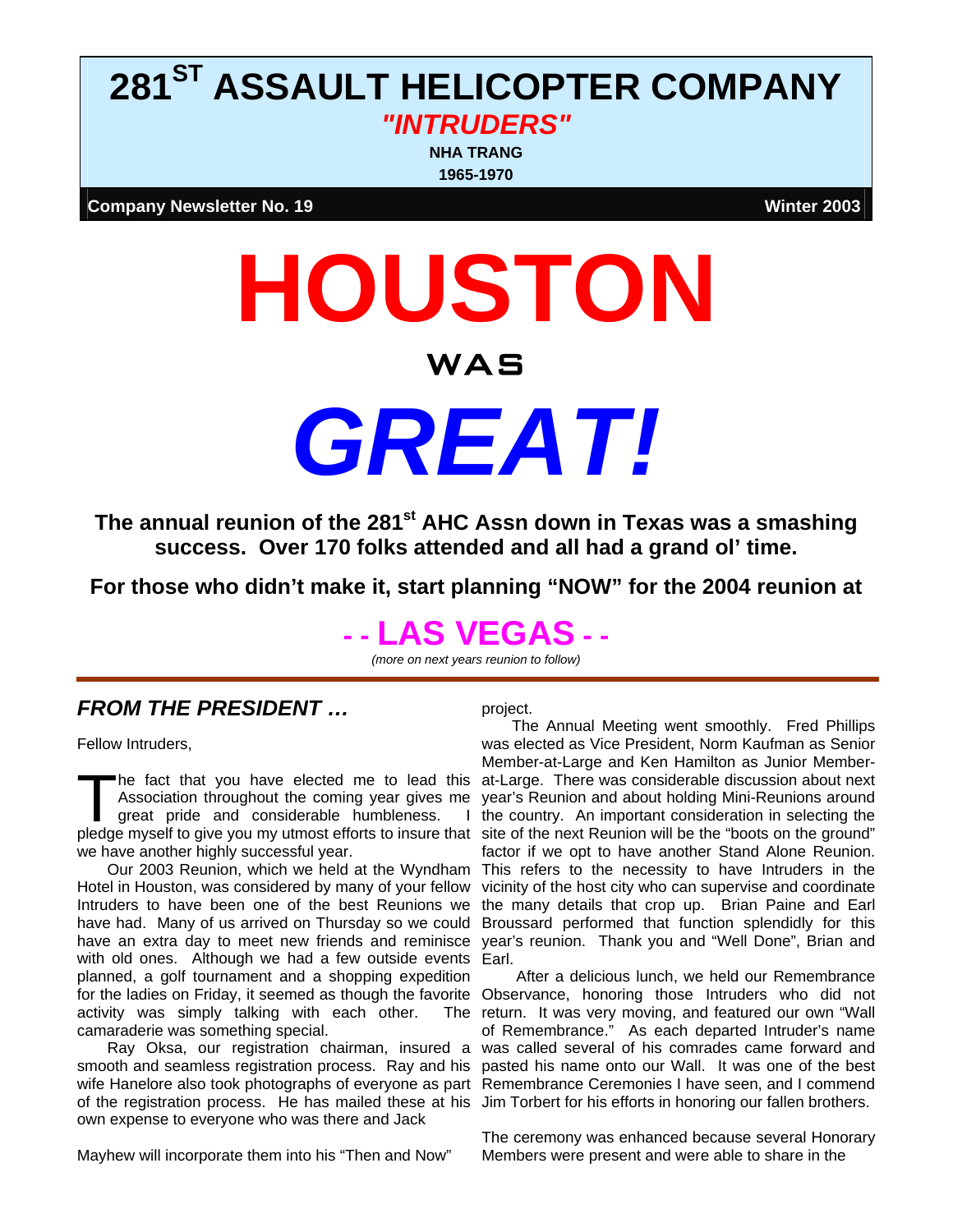# 281[ST] ASSAULT HELICOPTER COMPANY

***"INTRUDERS"***

**NHA TRANG**

**1965-1970**

**Company Newsletter No. 19** **Winter 2003**

# HOUSTON

## WAS

# *GREAT!*

**The annual reunion of the 281st AHC Assn down in Texas was a smashing success. Over 170 folks attended and all had a grand ol' time.**

**For those who didn't make it, start planning "NOW" for the 2004 reunion at**

## - - LAS VEGAS - -

*(more on next years reunion to follow)*

---

## *FROM THE PRESIDENT …*

Fellow Intruders,

The fact that you have elected me to lead this Association throughout the coming year gives me great pride and considerable humbleness. I pledge myself to give you my utmost efforts to insure that we have another highly successful year.

Our 2003 Reunion, which we held at the Wyndham Hotel in Houston, was considered by many of your fellow Intruders to have been one of the best Reunions we have had. Many of us arrived on Thursday so we could have an extra day to meet new friends and reminisce with old ones. Although we had a few outside events planned, a golf tournament and a shopping expedition for the ladies on Friday, it seemed as though the favorite activity was simply talking with each other. The camaraderie was something special.

Ray Oksa, our registration chairman, insured a smooth and seamless registration process. Ray and his wife Hanelore also took photographs of everyone as part of the registration process. He has mailed these at his own expense to everyone who was there and Jack Mayhew will incorporate them into his "Then and Now" project.

The Annual Meeting went smoothly. Fred Phillips was elected as Vice President, Norm Kaufman as Senior Member-at-Large and Ken Hamilton as Junior Member-at-Large. There was considerable discussion about next year's Reunion and about holding Mini-Reunions around the country. An important consideration in selecting the site of the next Reunion will be the "boots on the ground" factor if we opt to have another Stand Alone Reunion. This refers to the necessity to have Intruders in the vicinity of the host city who can supervise and coordinate the many details that crop up. Brian Paine and Earl Broussard performed that function splendidly for this year's reunion. Thank you and "Well Done", Brian and Earl.

After a delicious lunch, we held our Remembrance Observance, honoring those Intruders who did not return. It was very moving, and featured our own "Wall of Remembrance." As each departed Intruder's name was called several of his comrades came forward and pasted his name onto our Wall. It was one of the best Remembrance Ceremonies I have seen, and I commend Jim Torbert for his efforts in honoring our fallen brothers.

The ceremony was enhanced because several Honorary Members were present and were able to share in the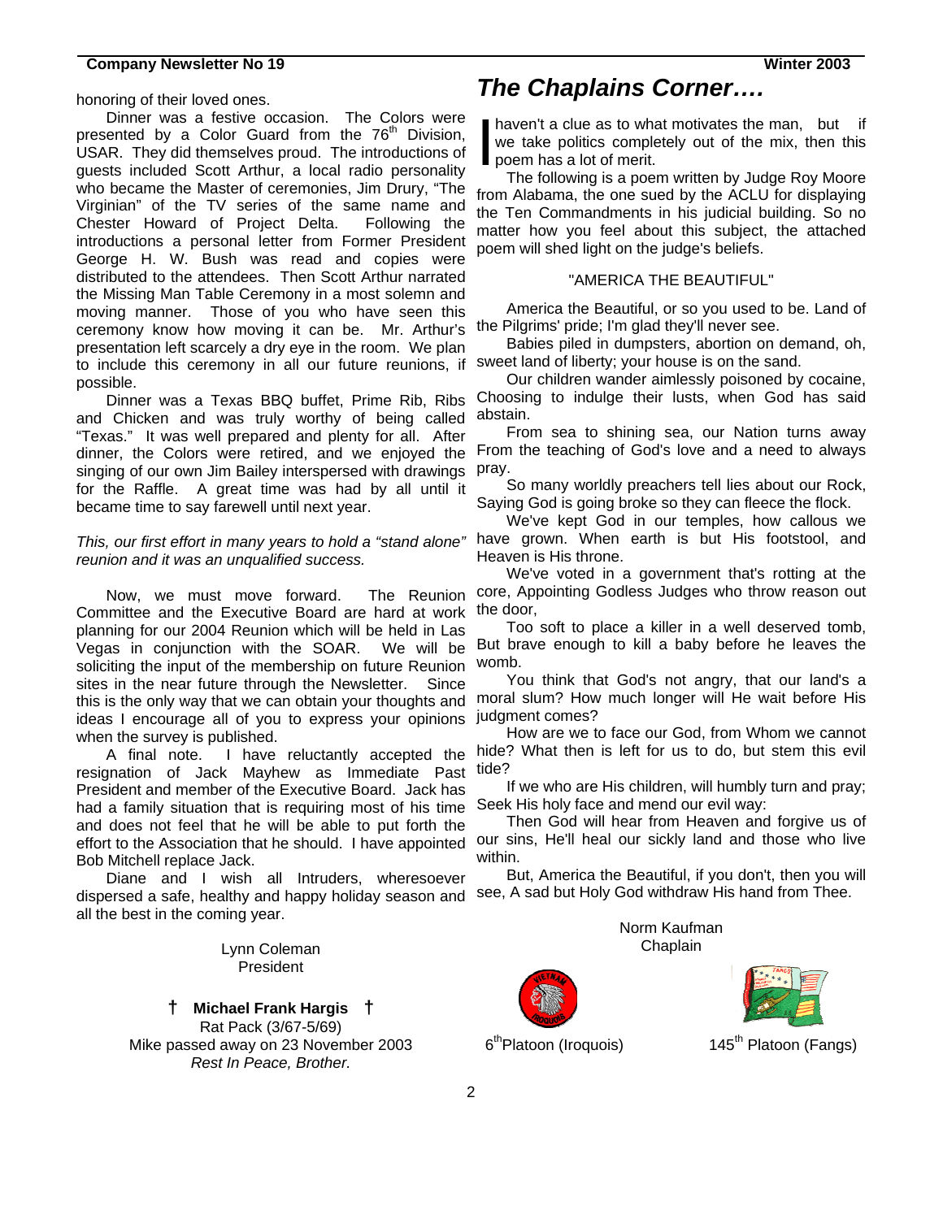honoring of their loved ones.

Dinner was a festive occasion. The Colors were presented by a Color Guard from the 76th Division, USAR. They did themselves proud. The introductions of guests included Scott Arthur, a local radio personality who became the Master of ceremonies, Jim Drury, "The Virginian" of the TV series of the same name and Chester Howard of Project Delta. Following the introductions a personal letter from Former President George H. W. Bush was read and copies were distributed to the attendees. Then Scott Arthur narrated the Missing Man Table Ceremony in a most solemn and moving manner. Those of you who have seen this ceremony know how moving it can be. Mr. Arthur's presentation left scarcely a dry eye in the room. We plan to include this ceremony in all our future reunions, if possible.

Dinner was a Texas BBQ buffet, Prime Rib, Ribs and Chicken and was truly worthy of being called "Texas." It was well prepared and plenty for all. After dinner, the Colors were retired, and we enjoyed the singing of our own Jim Bailey interspersed with drawings for the Raffle. A great time was had by all until it became time to say farewell until next year.

*This, our first effort in many years to hold a "stand alone" reunion and it was an unqualified success.*

Now, we must move forward. The Reunion Committee and the Executive Board are hard at work planning for our 2004 Reunion which will be held in Las Vegas in conjunction with the SOAR. We will be soliciting the input of the membership on future Reunion sites in the near future through the Newsletter. Since this is the only way that we can obtain your thoughts and ideas I encourage all of you to express your opinions when the survey is published.

A final note. I have reluctantly accepted the resignation of Jack Mayhew as Immediate Past President and member of the Executive Board. Jack has had a family situation that is requiring most of his time and does not feel that he will be able to put forth the effort to the Association that he should. I have appointed Bob Mitchell replace Jack.

Diane and I wish all Intruders, wheresoever dispersed a safe, healthy and happy holiday season and all the best in the coming year.

Lynn Coleman
President

† **Michael Frank Hargis** †
Rat Pack (3/67-5/69)
Mike passed away on 23 November 2003
*Rest In Peace, Brother.*

## *The Chaplains Corner….*

I haven't a clue as to what motivates the man, but if we take politics completely out of the mix, then this poem has a lot of merit.

The following is a poem written by Judge Roy Moore from Alabama, the one sued by the ACLU for displaying the Ten Commandments in his judicial building. So no matter how you feel about this subject, the attached poem will shed light on the judge's beliefs.

"AMERICA THE BEAUTIFUL"

America the Beautiful, or so you used to be. Land of the Pilgrims' pride; I'm glad they'll never see.

Babies piled in dumpsters, abortion on demand, oh, sweet land of liberty; your house is on the sand.

Our children wander aimlessly poisoned by cocaine, Choosing to indulge their lusts, when God has said abstain.

From sea to shining sea, our Nation turns away From the teaching of God's love and a need to always pray.

So many worldly preachers tell lies about our Rock, Saying God is going broke so they can fleece the flock.

We've kept God in our temples, how callous we have grown. When earth is but His footstool, and Heaven is His throne.

We've voted in a government that's rotting at the core, Appointing Godless Judges who throw reason out the door,

Too soft to place a killer in a well deserved tomb, But brave enough to kill a baby before he leaves the womb.

You think that God's not angry, that our land's a moral slum? How much longer will He wait before His judgment comes?

How are we to face our God, from Whom we cannot hide? What then is left for us to do, but stem this evil tide?

If we who are His children, will humbly turn and pray; Seek His holy face and mend our evil way:

Then God will hear from Heaven and forgive us of our sins, He'll heal our sickly land and those who live within.

But, America the Beautiful, if you don't, then you will see, A sad but Holy God withdraw His hand from Thee.

Norm Kaufman
Chaplain

6th Platoon (Iroquois)

145th Platoon (Fangs)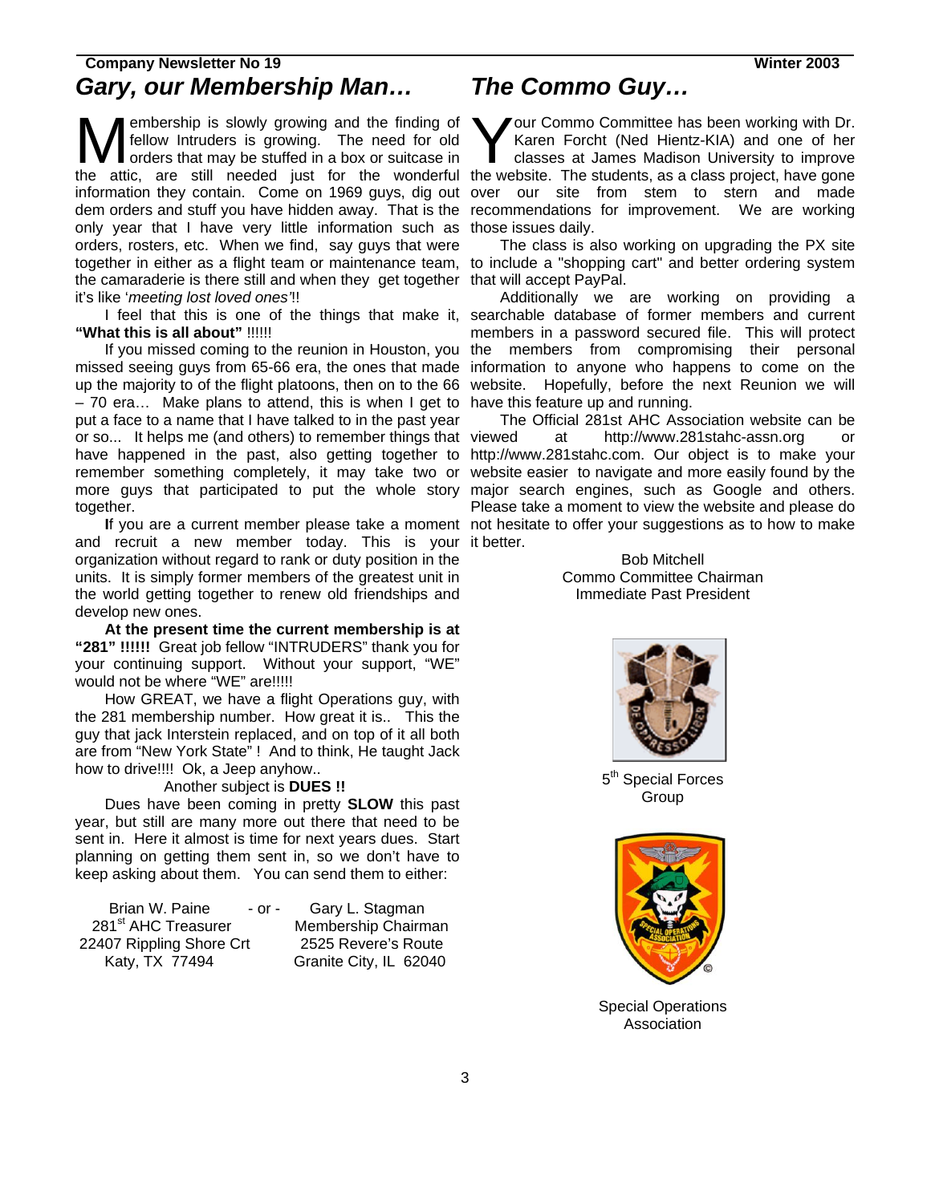## Gary, our Membership Man…

Membership is slowly growing and the finding of fellow Intruders is growing. The need for old orders that may be stuffed in a box or suitcase in the attic, are still needed just for the wonderful information they contain. Come on 1969 guys, dig out dem orders and stuff you have hidden away. That is the only year that I have very little information such as orders, rosters, etc. When we find, say guys that were together in either as a flight team or maintenance team, the camaraderie is there still and when they get together it's like '*meeting lost loved ones'*!!

I feel that this is one of the things that make it, **"What this is all about"** !!!!!!

If you missed coming to the reunion in Houston, you missed seeing guys from 65-66 era, the ones that made up the majority to of the flight platoons, then on to the 66 – 70 era… Make plans to attend, this is when I get to put a face to a name that I have talked to in the past year or so... It helps me (and others) to remember things that have happened in the past, also getting together to remember something completely, it may take two or more guys that participated to put the whole story together.

**I**f you are a current member please take a moment and recruit a new member today. This is your organization without regard to rank or duty position in the units. It is simply former members of the greatest unit in the world getting together to renew old friendships and develop new ones.

**At the present time the current membership is at "281" !!!!!!** Great job fellow "INTRUDERS" thank you for your continuing support. Without your support, "WE" would not be where "WE" are!!!!!

How GREAT, we have a flight Operations guy, with the 281 membership number. How great it is.. This the guy that jack Interstein replaced, and on top of it all both are from "New York State" ! And to think, He taught Jack how to drive!!!! Ok, a Jeep anyhow..

Another subject is **DUES !!**

Dues have been coming in pretty **SLOW** this past year, but still are many more out there that need to be sent in. Here it almost is time for next years dues. Start planning on getting them sent in, so we don't have to keep asking about them. You can send them to either:

Brian W. Paine
281st AHC Treasurer
22407 Rippling Shore Crt
Katy, TX 77494

- or -

Gary L. Stagman
Membership Chairman
2525 Revere's Route
Granite City, IL 62040

## The Commo Guy…

Your Commo Committee has been working with Dr. Karen Forcht (Ned Hientz-KIA) and one of her classes at James Madison University to improve the website. The students, as a class project, have gone over our site from stem to stern and made recommendations for improvement. We are working those issues daily.

The class is also working on upgrading the PX site to include a "shopping cart" and better ordering system that will accept PayPal.

Additionally we are working on providing a searchable database of former members and current members in a password secured file. This will protect the members from compromising their personal information to anyone who happens to come on the website. Hopefully, before the next Reunion we will have this feature up and running.

The Official 281st AHC Association website can be viewed at http://www.281stahc-assn.org or http://www.281stahc.com. Our object is to make your website easier to navigate and more easily found by the major search engines, such as Google and others. Please take a moment to view the website and please do not hesitate to offer your suggestions as to how to make it better.

Bob Mitchell
Commo Committee Chairman
Immediate Past President

5th Special Forces Group

Special Operations Association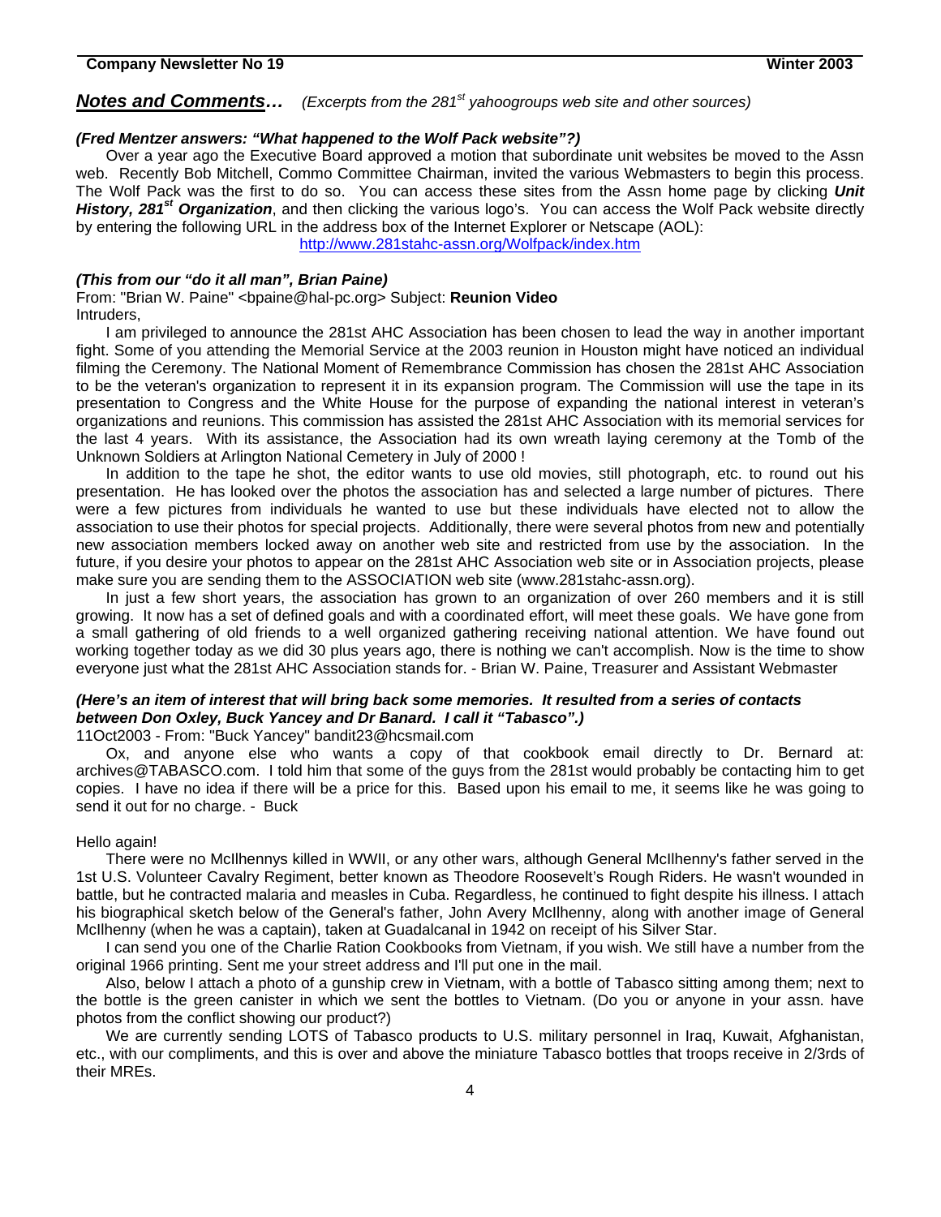## ***Notes and Comments…*** *(Excerpts from the 281st yahoogroups web site and other sources)*

***(Fred Mentzer answers: "What happened to the Wolf Pack website"?)***

Over a year ago the Executive Board approved a motion that subordinate unit websites be moved to the Assn web. Recently Bob Mitchell, Commo Committee Chairman, invited the various Webmasters to begin this process. The Wolf Pack was the first to do so. You can access these sites from the Assn home page by clicking ***Unit History, 281st Organization***, and then clicking the various logo's. You can access the Wolf Pack website directly by entering the following URL in the address box of the Internet Explorer or Netscape (AOL):

http://www.281stahc-assn.org/Wolfpack/index.htm

***(This from our "do it all man", Brian Paine)***

From: "Brian W. Paine" <bpaine@hal-pc.org> Subject: **Reunion Video**

Intruders,

I am privileged to announce the 281st AHC Association has been chosen to lead the way in another important fight. Some of you attending the Memorial Service at the 2003 reunion in Houston might have noticed an individual filming the Ceremony. The National Moment of Remembrance Commission has chosen the 281st AHC Association to be the veteran's organization to represent it in its expansion program. The Commission will use the tape in its presentation to Congress and the White House for the purpose of expanding the national interest in veteran's organizations and reunions. This commission has assisted the 281st AHC Association with its memorial services for the last 4 years. With its assistance, the Association had its own wreath laying ceremony at the Tomb of the Unknown Soldiers at Arlington National Cemetery in July of 2000 !

In addition to the tape he shot, the editor wants to use old movies, still photograph, etc. to round out his presentation. He has looked over the photos the association has and selected a large number of pictures. There were a few pictures from individuals he wanted to use but these individuals have elected not to allow the association to use their photos for special projects. Additionally, there were several photos from new and potentially new association members locked away on another web site and restricted from use by the association. In the future, if you desire your photos to appear on the 281st AHC Association web site or in Association projects, please make sure you are sending them to the ASSOCIATION web site (www.281stahc-assn.org).

In just a few short years, the association has grown to an organization of over 260 members and it is still growing. It now has a set of defined goals and with a coordinated effort, will meet these goals. We have gone from a small gathering of old friends to a well organized gathering receiving national attention. We have found out working together today as we did 30 plus years ago, there is nothing we can't accomplish. Now is the time to show everyone just what the 281st AHC Association stands for. - Brian W. Paine, Treasurer and Assistant Webmaster

***(Here's an item of interest that will bring back some memories. It resulted from a series of contacts between Don Oxley, Buck Yancey and Dr Banard. I call it "Tabasco".)***

11Oct2003 - From: "Buck Yancey" bandit23@hcsmail.com

Ox, and anyone else who wants a copy of that cookbook email directly to Dr. Bernard at: archives@TABASCO.com. I told him that some of the guys from the 281st would probably be contacting him to get copies. I have no idea if there will be a price for this. Based upon his email to me, it seems like he was going to send it out for no charge. - Buck

Hello again!

There were no McIlhennys killed in WWII, or any other wars, although General McIlhenny's father served in the 1st U.S. Volunteer Cavalry Regiment, better known as Theodore Roosevelt's Rough Riders. He wasn't wounded in battle, but he contracted malaria and measles in Cuba. Regardless, he continued to fight despite his illness. I attach his biographical sketch below of the General's father, John Avery McIlhenny, along with another image of General McIlhenny (when he was a captain), taken at Guadalcanal in 1942 on receipt of his Silver Star.

I can send you one of the Charlie Ration Cookbooks from Vietnam, if you wish. We still have a number from the original 1966 printing. Sent me your street address and I'll put one in the mail.

Also, below I attach a photo of a gunship crew in Vietnam, with a bottle of Tabasco sitting among them; next to the bottle is the green canister in which we sent the bottles to Vietnam. (Do you or anyone in your assn. have photos from the conflict showing our product?)

We are currently sending LOTS of Tabasco products to U.S. military personnel in Iraq, Kuwait, Afghanistan, etc., with our compliments, and this is over and above the miniature Tabasco bottles that troops receive in 2/3rds of their MREs.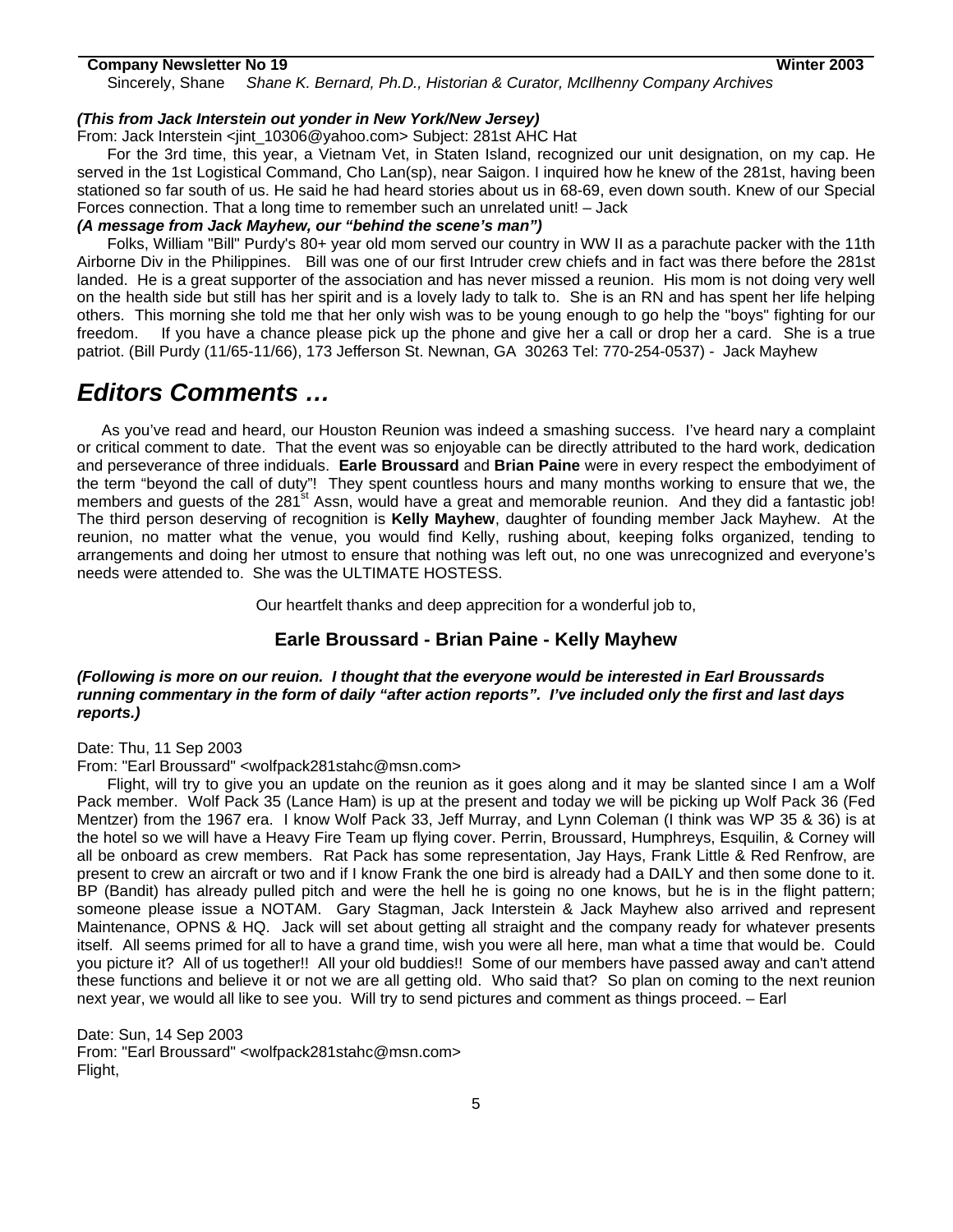Sincerely, Shane *Shane K. Bernard, Ph.D., Historian & Curator, McIlhenny Company Archives*

***(This from Jack Interstein out yonder in New York/New Jersey)***

From: Jack Interstein <jint_10306@yahoo.com> Subject: 281st AHC Hat

For the 3rd time, this year, a Vietnam Vet, in Staten Island, recognized our unit designation, on my cap. He served in the 1st Logistical Command, Cho Lan(sp), near Saigon. I inquired how he knew of the 281st, having been stationed so far south of us. He said he had heard stories about us in 68-69, even down south. Knew of our Special Forces connection. That a long time to remember such an unrelated unit! – Jack

***(A message from Jack Mayhew, our "behind the scene's man")***

Folks, William "Bill" Purdy's 80+ year old mom served our country in WW II as a parachute packer with the 11th Airborne Div in the Philippines. Bill was one of our first Intruder crew chiefs and in fact was there before the 281st landed. He is a great supporter of the association and has never missed a reunion. His mom is not doing very well on the health side but still has her spirit and is a lovely lady to talk to. She is an RN and has spent her life helping others. This morning she told me that her only wish was to be young enough to go help the "boys" fighting for our freedom. If you have a chance please pick up the phone and give her a call or drop her a card. She is a true patriot. (Bill Purdy (11/65-11/66), 173 Jefferson St. Newnan, GA 30263 Tel: 770-254-0537) - Jack Mayhew

# *Editors Comments …*

As you've read and heard, our Houston Reunion was indeed a smashing success. I've heard nary a complaint or critical comment to date. That the event was so enjoyable can be directly attributed to the hard work, dedication and perseverance of three indiduals. **Earle Broussard** and **Brian Paine** were in every respect the embodyiment of the term "beyond the call of duty"! They spent countless hours and many months working to ensure that we, the members and guests of the 281st Assn, would have a great and memorable reunion. And they did a fantastic job! The third person deserving of recognition is **Kelly Mayhew**, daughter of founding member Jack Mayhew. At the reunion, no matter what the venue, you would find Kelly, rushing about, keeping folks organized, tending to arrangements and doing her utmost to ensure that nothing was left out, no one was unrecognized and everyone's needs were attended to. She was the ULTIMATE HOSTESS.

Our heartfelt thanks and deep apprecition for a wonderful job to,

### Earle Broussard - Brian Paine - Kelly Mayhew

***(Following is more on our reuion. I thought that the everyone would be interested in Earl Broussards running commentary in the form of daily "after action reports". I've included only the first and last days reports.)***

Date: Thu, 11 Sep 2003

From: "Earl Broussard" <wolfpack281stahc@msn.com>

Flight, will try to give you an update on the reunion as it goes along and it may be slanted since I am a Wolf Pack member. Wolf Pack 35 (Lance Ham) is up at the present and today we will be picking up Wolf Pack 36 (Fed Mentzer) from the 1967 era. I know Wolf Pack 33, Jeff Murray, and Lynn Coleman (I think was WP 35 & 36) is at the hotel so we will have a Heavy Fire Team up flying cover. Perrin, Broussard, Humphreys, Esquilin, & Corney will all be onboard as crew members. Rat Pack has some representation, Jay Hays, Frank Little & Red Renfrow, are present to crew an aircraft or two and if I know Frank the one bird is already had a DAILY and then some done to it. BP (Bandit) has already pulled pitch and were the hell he is going no one knows, but he is in the flight pattern; someone please issue a NOTAM. Gary Stagman, Jack Interstein & Jack Mayhew also arrived and represent Maintenance, OPNS & HQ. Jack will set about getting all straight and the company ready for whatever presents itself. All seems primed for all to have a grand time, wish you were all here, man what a time that would be. Could you picture it? All of us together!! All your old buddies!! Some of our members have passed away and can't attend these functions and believe it or not we are all getting old. Who said that? So plan on coming to the next reunion next year, we would all like to see you. Will try to send pictures and comment as things proceed. – Earl

Date: Sun, 14 Sep 2003
From: "Earl Broussard" <wolfpack281stahc@msn.com>
Flight,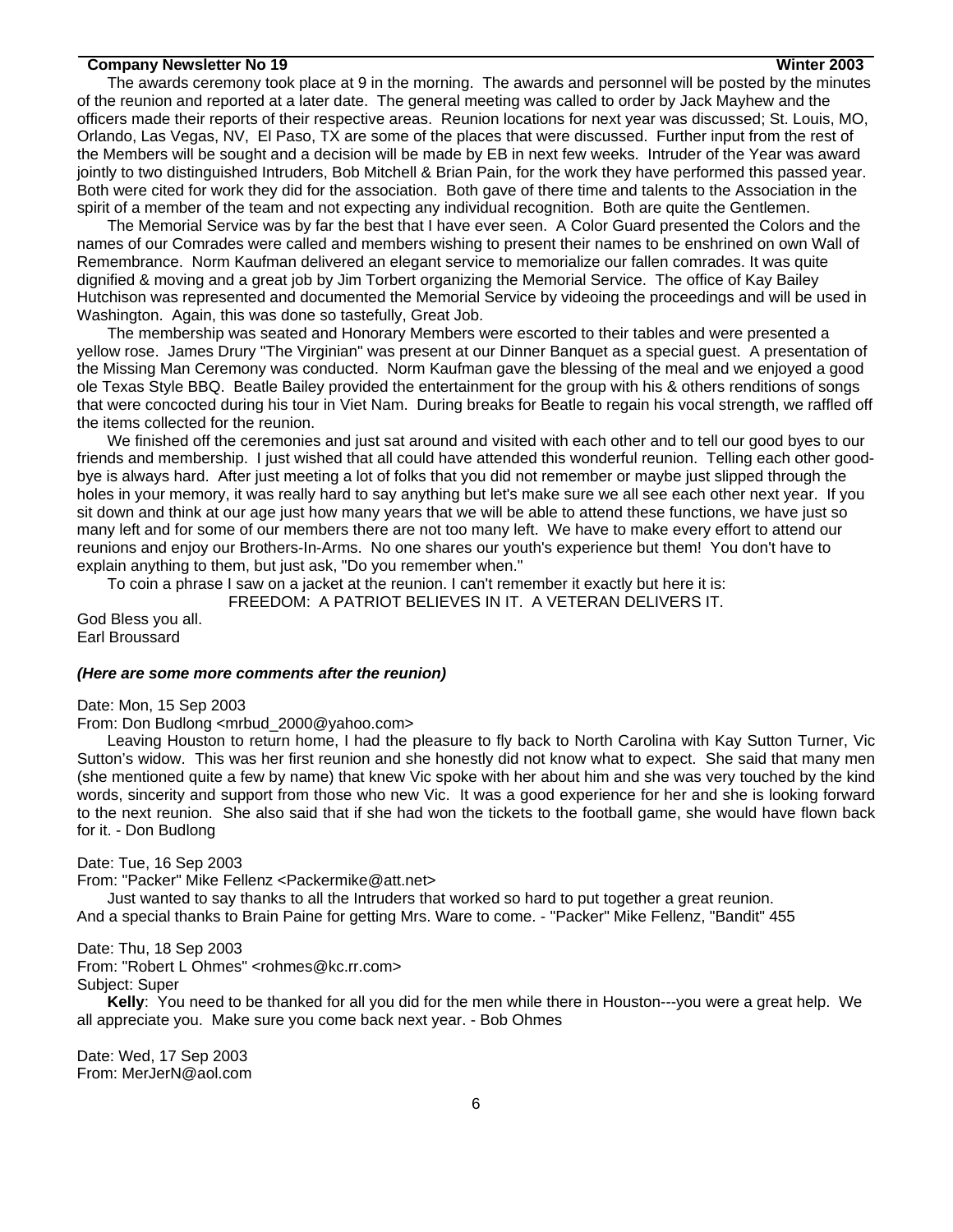The awards ceremony took place at 9 in the morning. The awards and personnel will be posted by the minutes of the reunion and reported at a later date. The general meeting was called to order by Jack Mayhew and the officers made their reports of their respective areas. Reunion locations for next year was discussed; St. Louis, MO, Orlando, Las Vegas, NV, El Paso, TX are some of the places that were discussed. Further input from the rest of the Members will be sought and a decision will be made by EB in next few weeks. Intruder of the Year was award jointly to two distinguished Intruders, Bob Mitchell & Brian Pain, for the work they have performed this passed year. Both were cited for work they did for the association. Both gave of there time and talents to the Association in the spirit of a member of the team and not expecting any individual recognition. Both are quite the Gentlemen.

The Memorial Service was by far the best that I have ever seen. A Color Guard presented the Colors and the names of our Comrades were called and members wishing to present their names to be enshrined on own Wall of Remembrance. Norm Kaufman delivered an elegant service to memorialize our fallen comrades. It was quite dignified & moving and a great job by Jim Torbert organizing the Memorial Service. The office of Kay Bailey Hutchison was represented and documented the Memorial Service by videoing the proceedings and will be used in Washington. Again, this was done so tastefully, Great Job.

The membership was seated and Honorary Members were escorted to their tables and were presented a yellow rose. James Drury "The Virginian" was present at our Dinner Banquet as a special guest. A presentation of the Missing Man Ceremony was conducted. Norm Kaufman gave the blessing of the meal and we enjoyed a good ole Texas Style BBQ. Beatle Bailey provided the entertainment for the group with his & others renditions of songs that were concocted during his tour in Viet Nam. During breaks for Beatle to regain his vocal strength, we raffled off the items collected for the reunion.

We finished off the ceremonies and just sat around and visited with each other and to tell our good byes to our friends and membership. I just wished that all could have attended this wonderful reunion. Telling each other good-bye is always hard. After just meeting a lot of folks that you did not remember or maybe just slipped through the holes in your memory, it was really hard to say anything but let's make sure we all see each other next year. If you sit down and think at our age just how many years that we will be able to attend these functions, we have just so many left and for some of our members there are not too many left. We have to make every effort to attend our reunions and enjoy our Brothers-In-Arms. No one shares our youth's experience but them! You don't have to explain anything to them, but just ask, "Do you remember when."

To coin a phrase I saw on a jacket at the reunion. I can't remember it exactly but here it is:

FREEDOM: A PATRIOT BELIEVES IN IT. A VETERAN DELIVERS IT.

God Bless you all.
Earl Broussard

***(Here are some more comments after the reunion)***

Date: Mon, 15 Sep 2003
From: Don Budlong <mrbud_2000@yahoo.com>

Leaving Houston to return home, I had the pleasure to fly back to North Carolina with Kay Sutton Turner, Vic Sutton's widow. This was her first reunion and she honestly did not know what to expect. She said that many men (she mentioned quite a few by name) that knew Vic spoke with her about him and she was very touched by the kind words, sincerity and support from those who new Vic. It was a good experience for her and she is looking forward to the next reunion. She also said that if she had won the tickets to the football game, she would have flown back for it. - Don Budlong

Date: Tue, 16 Sep 2003
From: "Packer" Mike Fellenz <Packermike@att.net>

Just wanted to say thanks to all the Intruders that worked so hard to put together a great reunion.
And a special thanks to Brain Paine for getting Mrs. Ware to come. - "Packer" Mike Fellenz, "Bandit" 455

Date: Thu, 18 Sep 2003
From: "Robert L Ohmes" <rohmes@kc.rr.com>
Subject: Super

**Kelly**: You need to be thanked for all you did for the men while there in Houston---you were a great help. We all appreciate you. Make sure you come back next year. - Bob Ohmes

Date: Wed, 17 Sep 2003
From: MerJerN@aol.com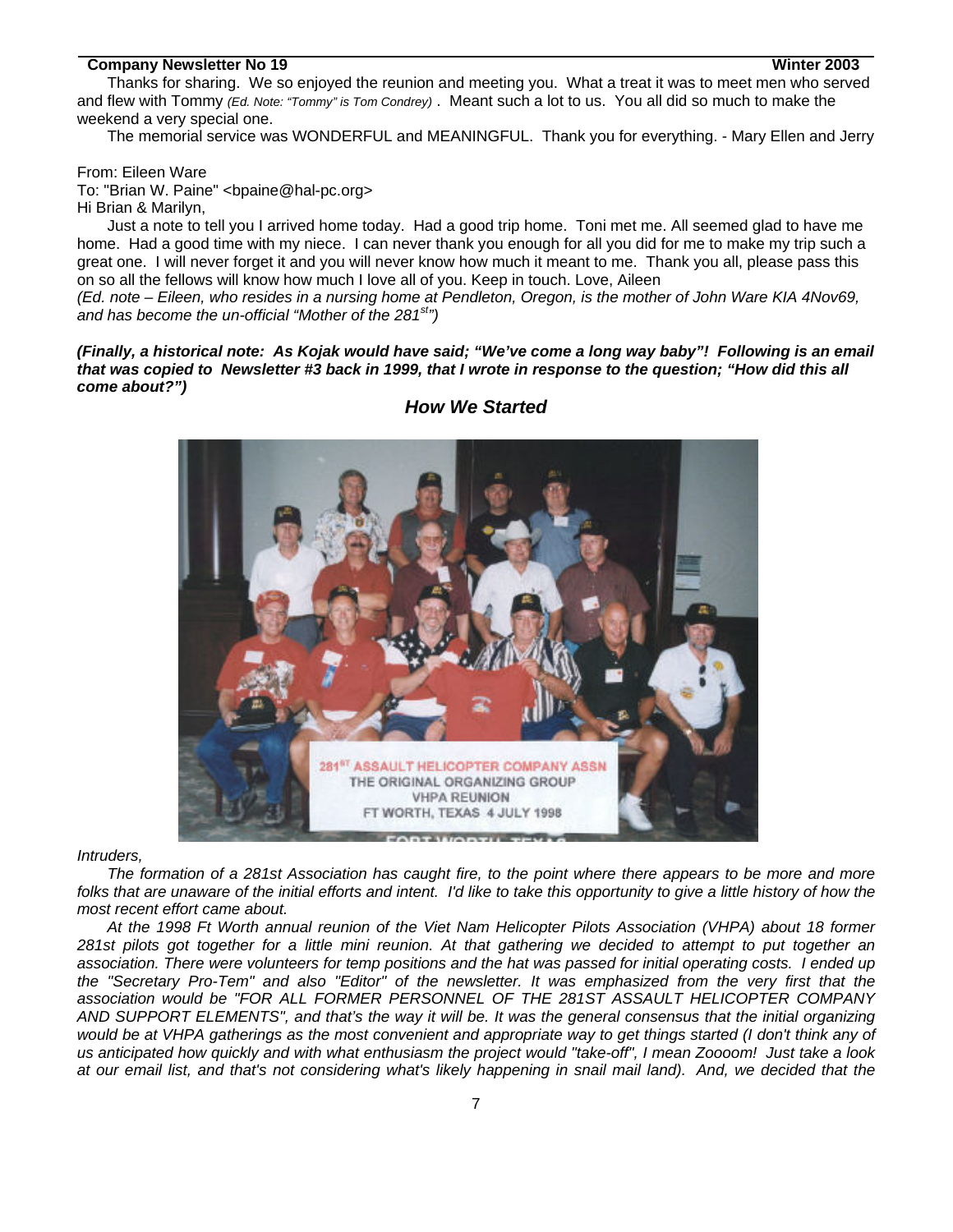Thanks for sharing. We so enjoyed the reunion and meeting you. What a treat it was to meet men who served and flew with Tommy *(Ed. Note: "Tommy" is Tom Condrey)* . Meant such a lot to us. You all did so much to make the weekend a very special one.

The memorial service was WONDERFUL and MEANINGFUL. Thank you for everything. - Mary Ellen and Jerry

From: Eileen Ware
To: "Brian W. Paine" <bpaine@hal-pc.org>
Hi Brian & Marilyn,

Just a note to tell you I arrived home today. Had a good trip home. Toni met me. All seemed glad to have me home. Had a good time with my niece. I can never thank you enough for all you did for me to make my trip such a great one. I will never forget it and you will never know how much it meant to me. Thank you all, please pass this on so all the fellows will know how much I love all of you. Keep in touch. Love, Aileen

*(Ed. note – Eileen, who resides in a nursing home at Pendleton, Oregon, is the mother of John Ware KIA 4Nov69, and has become the un-official "Mother of the 281st")*

***(Finally, a historical note: As Kojak would have said; "We've come a long way baby"! Following is an email that was copied to Newsletter #3 back in 1999, that I wrote in response to the question; "How did this all come about?")***

## *How We Started*

281ST ASSAULT HELICOPTER COMPANY ASSN
THE ORIGINAL ORGANIZING GROUP
VHPA REUNION
FT WORTH, TEXAS 4 JULY 1998

*Intruders,*

*The formation of a 281st Association has caught fire, to the point where there appears to be more and more folks that are unaware of the initial efforts and intent. I'd like to take this opportunity to give a little history of how the most recent effort came about.*

*At the 1998 Ft Worth annual reunion of the Viet Nam Helicopter Pilots Association (VHPA) about 18 former 281st pilots got together for a little mini reunion. At that gathering we decided to attempt to put together an association. There were volunteers for temp positions and the hat was passed for initial operating costs. I ended up the "Secretary Pro-Tem" and also "Editor" of the newsletter. It was emphasized from the very first that the association would be "FOR ALL FORMER PERSONNEL OF THE 281ST ASSAULT HELICOPTER COMPANY AND SUPPORT ELEMENTS", and that's the way it will be. It was the general consensus that the initial organizing would be at VHPA gatherings as the most convenient and appropriate way to get things started (I don't think any of us anticipated how quickly and with what enthusiasm the project would "take-off", I mean Zoooom! Just take a look at our email list, and that's not considering what's likely happening in snail mail land). And, we decided that the*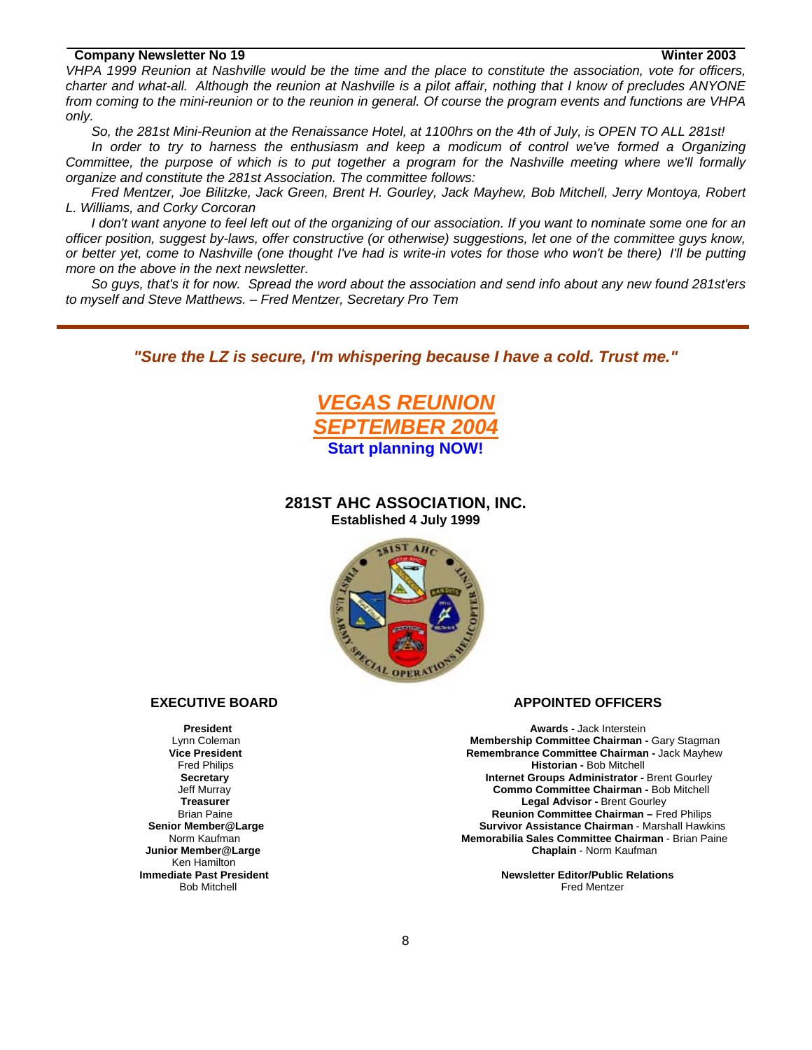*VHPA 1999 Reunion at Nashville would be the time and the place to constitute the association, vote for officers, charter and what-all. Although the reunion at Nashville is a pilot affair, nothing that I know of precludes ANYONE from coming to the mini-reunion or to the reunion in general. Of course the program events and functions are VHPA only.*

*So, the 281st Mini-Reunion at the Renaissance Hotel, at 1100hrs on the 4th of July, is OPEN TO ALL 281st!*

*In order to try to harness the enthusiasm and keep a modicum of control we've formed a Organizing Committee, the purpose of which is to put together a program for the Nashville meeting where we'll formally organize and constitute the 281st Association. The committee follows:*

*Fred Mentzer, Joe Bilitzke, Jack Green, Brent H. Gourley, Jack Mayhew, Bob Mitchell, Jerry Montoya, Robert L. Williams, and Corky Corcoran*

*I don't want anyone to feel left out of the organizing of our association. If you want to nominate some one for an officer position, suggest by-laws, offer constructive (or otherwise) suggestions, let one of the committee guys know, or better yet, come to Nashville (one thought I've had is write-in votes for those who won't be there) I'll be putting more on the above in the next newsletter.*

*So guys, that's it for now. Spread the word about the association and send info about any new found 281st'ers to myself and Steve Matthews. – Fred Mentzer, Secretary Pro Tem*

---

***"Sure the LZ is secure, I'm whispering because I have a cold. Trust me."***

## *VEGAS REUNION SEPTEMBER 2004*

**Start planning NOW!**

## 281ST AHC ASSOCIATION, INC.

**Established 4 July 1999**

### EXECUTIVE BOARD

**President**
Lynn Coleman

**Vice President**
Fred Philips

**Secretary**
Jeff Murray

**Treasurer**
Brian Paine

**Senior Member@Large**
Norm Kaufman

**Junior Member@Large**
Ken Hamilton

**Immediate Past President**
Bob Mitchell

### APPOINTED OFFICERS

**Awards -** Jack Interstein
**Membership Committee Chairman -** Gary Stagman
**Remembrance Committee Chairman -** Jack Mayhew
**Historian -** Bob Mitchell
**Internet Groups Administrator -** Brent Gourley
**Commo Committee Chairman -** Bob Mitchell
**Legal Advisor -** Brent Gourley
**Reunion Committee Chairman –** Fred Philips
**Survivor Assistance Chairman** - Marshall Hawkins
**Memorabilia Sales Committee Chairman** - Brian Paine
**Chaplain** - Norm Kaufman

**Newsletter Editor/Public Relations**
Fred Mentzer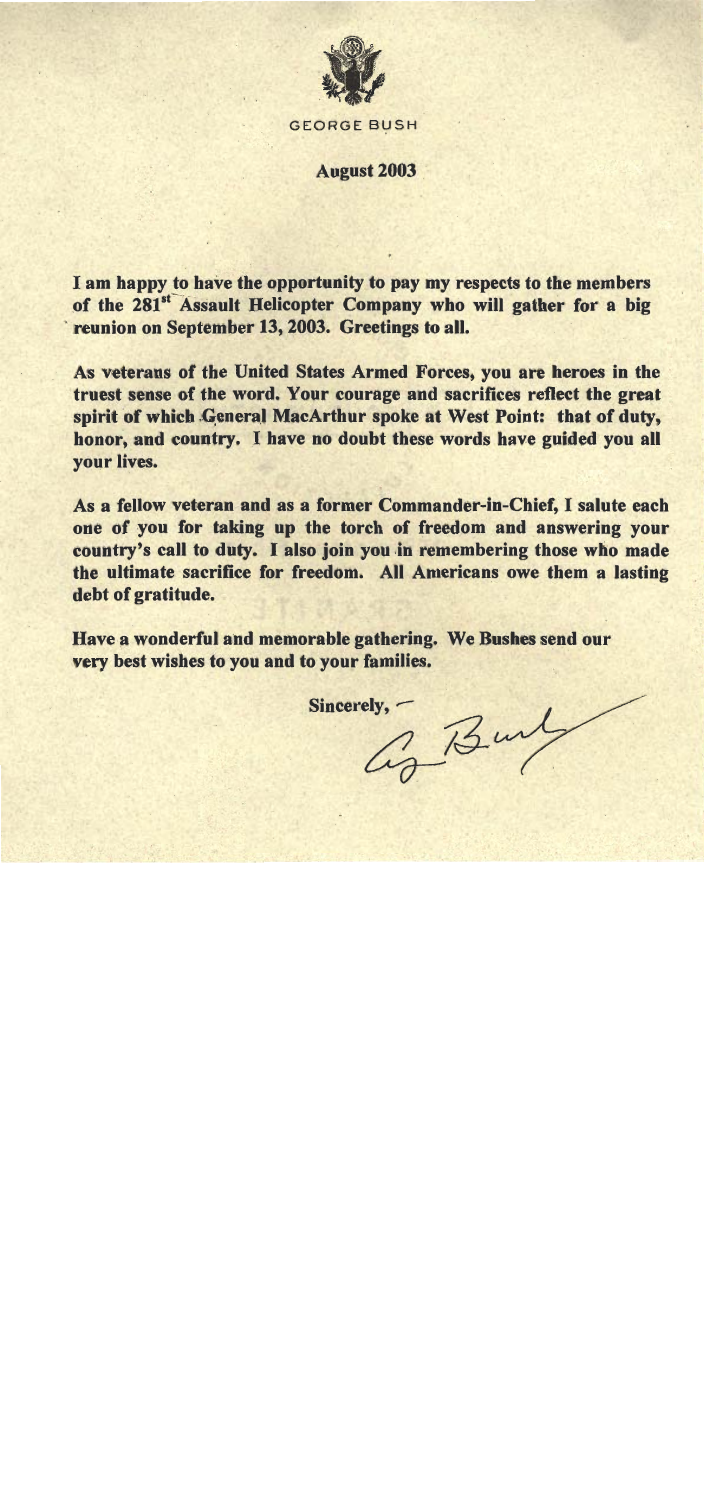GEORGE BUSH

**August 2003**

**I am happy to have the opportunity to pay my respects to the members of the 281st Assault Helicopter Company who will gather for a big reunion on September 13, 2003. Greetings to all.**

**As veterans of the United States Armed Forces, you are heroes in the truest sense of the word. Your courage and sacrifices reflect the great spirit of which General MacArthur spoke at West Point: that of duty, honor, and country. I have no doubt these words have guided you all your lives.**

**As a fellow veteran and as a former Commander-in-Chief, I salute each one of you for taking up the torch of freedom and answering your country's call to duty. I also join you in remembering those who made the ultimate sacrifice for freedom. All Americans owe them a lasting debt of gratitude.**

**Have a wonderful and memorable gathering. We Bushes send our very best wishes to you and to your families.**

**Sincerely,**

G Bush